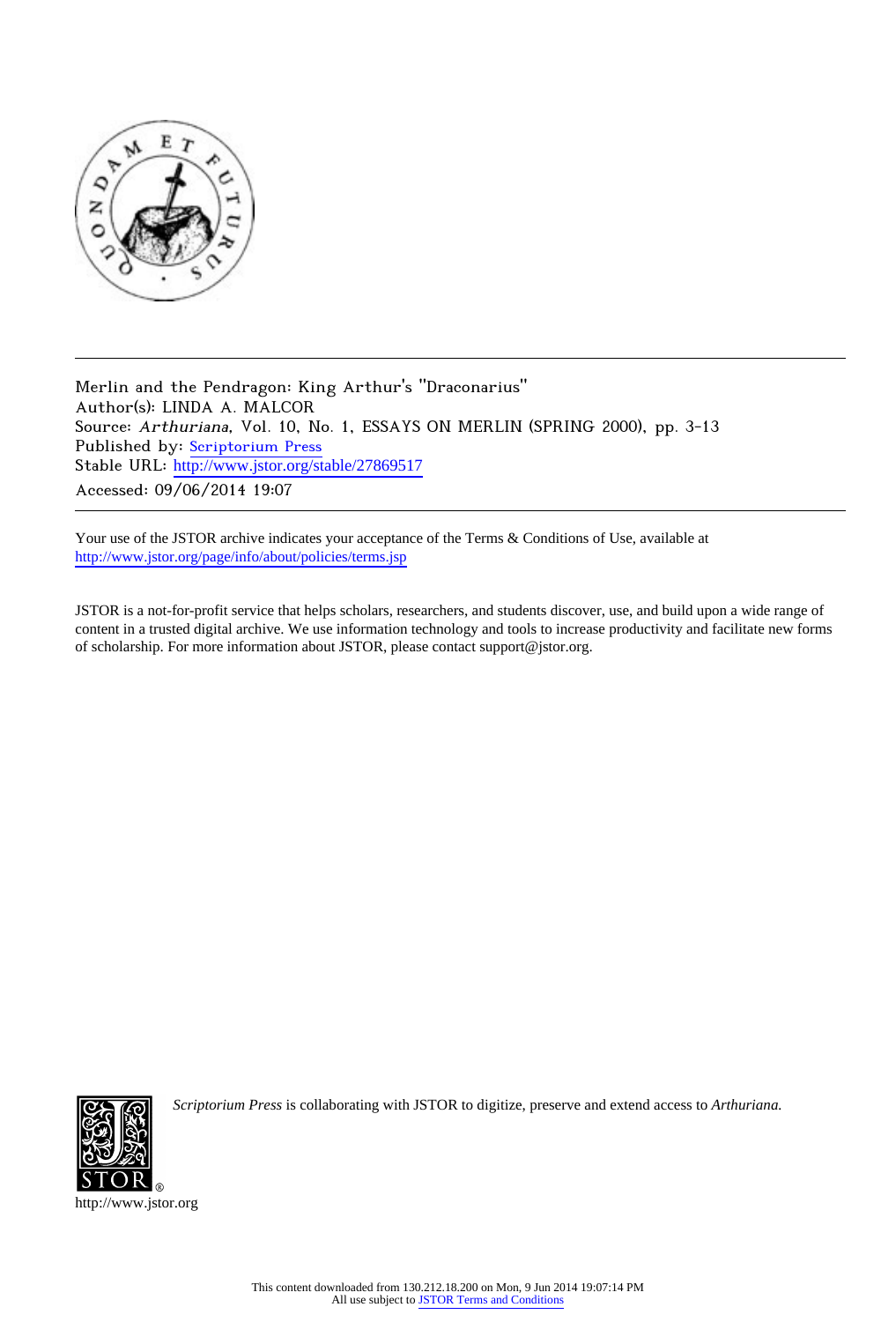Merlin and the Pendragon: King Arthur's "Draconarius"
Author(s): LINDA A. MALCOR
Source: *Arthuriana*, Vol. 10, No. 1, ESSAYS ON MERLIN (SPRING 2000), pp. 3-13
Published by: Scriptorium Press
Stable URL: http://www.jstor.org/stable/27869517
Accessed: 09/06/2014 19:07

Your use of the JSTOR archive indicates your acceptance of the Terms & Conditions of Use, available at
http://www.jstor.org/page/info/about/policies/terms.jsp

JSTOR is a not-for-profit service that helps scholars, researchers, and students discover, use, and build upon a wide range of content in a trusted digital archive. We use information technology and tools to increase productivity and facilitate new forms of scholarship. For more information about JSTOR, please contact support@jstor.org.

*Scriptorium Press* is collaborating with JSTOR to digitize, preserve and extend access to *Arthuriana.*

http://www.jstor.org

This content downloaded from 130.212.18.200 on Mon, 9 Jun 2014 19:07:14 PM
All use subject to JSTOR Terms and Conditions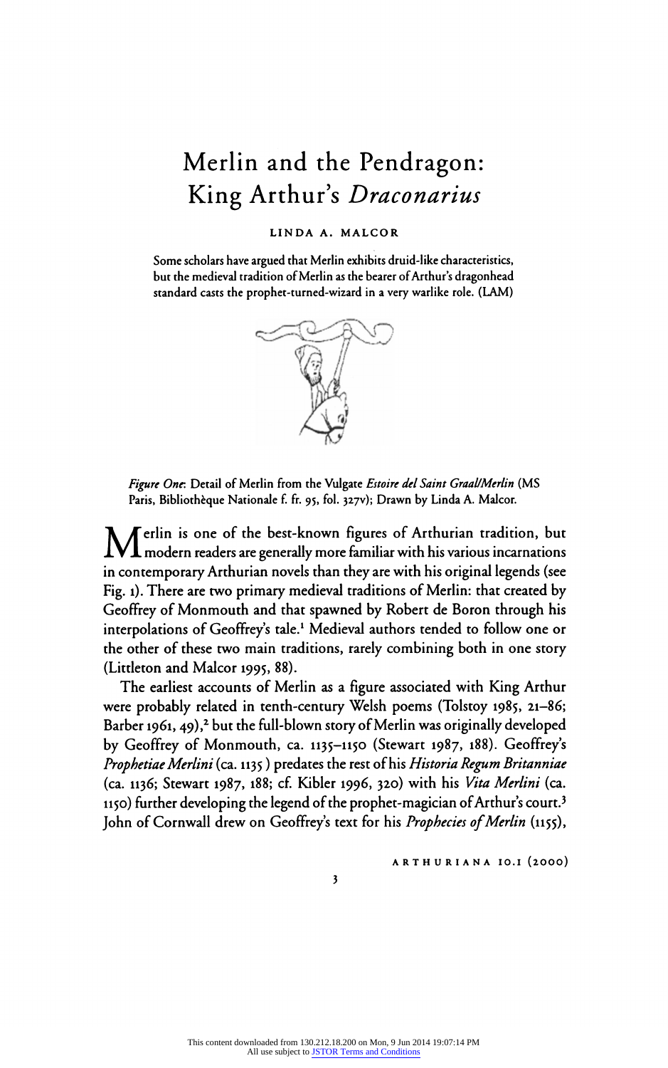# Merlin and the Pendragon: King Arthur's *Draconarius*

LINDA A. MALCOR

Some scholars have argued that Merlin exhibits druid-like characteristics, but the medieval tradition of Merlin as the bearer of Arthur's dragonhead standard casts the prophet-turned-wizard in a very warlike role. (LAM)

*Figure One*: Detail of Merlin from the Vulgate *Estoire del Saint Graal/Merlin* (MS Paris, Bibliothèque Nationale f. fr. 95, fol. 327v); Drawn by Linda A. Malcor.

Merlin is one of the best-known figures of Arthurian tradition, but modern readers are generally more familiar with his various incarnations in contemporary Arthurian novels than they are with his original legends (see Fig. 1). There are two primary medieval traditions of Merlin: that created by Geoffrey of Monmouth and that spawned by Robert de Boron through his interpolations of Geoffrey's tale.[1] Medieval authors tended to follow one or the other of these two main traditions, rarely combining both in one story (Littleton and Malcor 1995, 88).

The earliest accounts of Merlin as a figure associated with King Arthur were probably related in tenth-century Welsh poems (Tolstoy 1985, 21–86; Barber 1961, 49),[2] but the full-blown story of Merlin was originally developed by Geoffrey of Monmouth, ca. 1135–1150 (Stewart 1987, 188). Geoffrey's *Prophetiae Merlini* (ca. 1135) predates the rest of his *Historia Regum Britanniae* (ca. 1136; Stewart 1987, 188; cf. Kibler 1996, 320) with his *Vita Merlini* (ca. 1150) further developing the legend of the prophet-magician of Arthur's court.[3] John of Cornwall drew on Geoffrey's text for his *Prophecies of Merlin* (1155),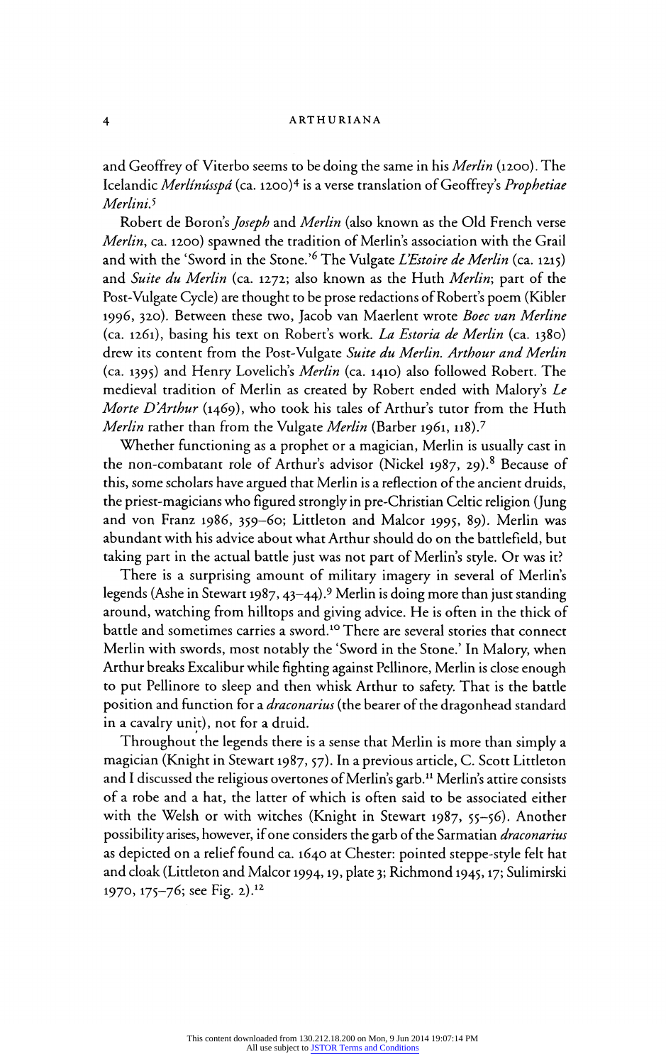and Geoffrey of Viterbo seems to be doing the same in his *Merlin* (1200). The Icelandic *Merlínússpá* (ca. 1200)[4] is a verse translation of Geoffrey's *Prophetiae Merlini*.[5]

Robert de Boron's *Joseph* and *Merlin* (also known as the Old French verse *Merlin*, ca. 1200) spawned the tradition of Merlin's association with the Grail and with the 'Sword in the Stone.'[6] The Vulgate *L'Estoire de Merlin* (ca. 1215) and *Suite du Merlin* (ca. 1272; also known as the Huth *Merlin*; part of the Post-Vulgate Cycle) are thought to be prose redactions of Robert's poem (Kibler 1996, 320). Between these two, Jacob van Maerlent wrote *Boec van Merline* (ca. 1261), basing his text on Robert's work. *La Estoria de Merlin* (ca. 1380) drew its content from the Post-Vulgate *Suite du Merlin*. *Arthour and Merlin* (ca. 1395) and Henry Lovelich's *Merlin* (ca. 1410) also followed Robert. The medieval tradition of Merlin as created by Robert ended with Malory's *Le Morte D'Arthur* (1469), who took his tales of Arthur's tutor from the Huth *Merlin* rather than from the Vulgate *Merlin* (Barber 1961, 118).[7]

Whether functioning as a prophet or a magician, Merlin is usually cast in the non-combatant role of Arthur's advisor (Nickel 1987, 29).[8] Because of this, some scholars have argued that Merlin is a reflection of the ancient druids, the priest-magicians who figured strongly in pre-Christian Celtic religion (Jung and von Franz 1986, 359–60; Littleton and Malcor 1995, 89). Merlin was abundant with his advice about what Arthur should do on the battlefield, but taking part in the actual battle just was not part of Merlin's style. Or was it?

There is a surprising amount of military imagery in several of Merlin's legends (Ashe in Stewart 1987, 43–44).[9] Merlin is doing more than just standing around, watching from hilltops and giving advice. He is often in the thick of battle and sometimes carries a sword.[10] There are several stories that connect Merlin with swords, most notably the 'Sword in the Stone.' In Malory, when Arthur breaks Excalibur while fighting against Pellinore, Merlin is close enough to put Pellinore to sleep and then whisk Arthur to safety. That is the battle position and function for a *draconarius* (the bearer of the dragonhead standard in a cavalry unit), not for a druid.

Throughout the legends there is a sense that Merlin is more than simply a magician (Knight in Stewart 1987, 57). In a previous article, C. Scott Littleton and I discussed the religious overtones of Merlin's garb.[11] Merlin's attire consists of a robe and a hat, the latter of which is often said to be associated either with the Welsh or with witches (Knight in Stewart 1987, 55–56). Another possibility arises, however, if one considers the garb of the Sarmatian *draconarius* as depicted on a relief found ca. 1640 at Chester: pointed steppe-style felt hat and cloak (Littleton and Malcor 1994, 19, plate 3; Richmond 1945, 17; Sulimirski 1970, 175–76; see Fig. 2).[12]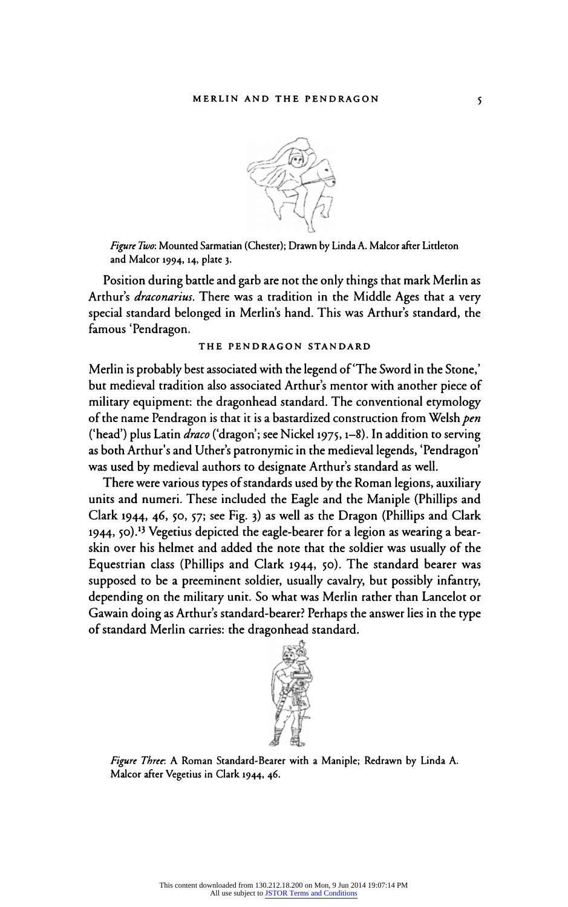*Figure Two*: Mounted Sarmatian (Chester); Drawn by Linda A. Malcor after Littleton and Malcor 1994, 14, plate 3.

Position during battle and garb are not the only things that mark Merlin as Arthur's *draconarius*. There was a tradition in the Middle Ages that a very special standard belonged in Merlin's hand. This was Arthur's standard, the famous 'Pendragon.

## THE PENDRAGON STANDARD

Merlin is probably best associated with the legend of 'The Sword in the Stone,' but medieval tradition also associated Arthur's mentor with another piece of military equipment: the dragonhead standard. The conventional etymology of the name Pendragon is that it is a bastardized construction from Welsh *pen* ('head') plus Latin *draco* ('dragon'; see Nickel 1975, 1–8). In addition to serving as both Arthur's and Uther's patronymic in the medieval legends, 'Pendragon' was used by medieval authors to designate Arthur's standard as well.

There were various types of standards used by the Roman legions, auxiliary units and numeri. These included the Eagle and the Maniple (Phillips and Clark 1944, 46, 50, 57; see Fig. 3) as well as the Dragon (Phillips and Clark 1944, 50).[13] Vegetius depicted the eagle-bearer for a legion as wearing a bear-skin over his helmet and added the note that the soldier was usually of the Equestrian class (Phillips and Clark 1944, 50). The standard bearer was supposed to be a preeminent soldier, usually cavalry, but possibly infantry, depending on the military unit. So what was Merlin rather than Lancelot or Gawain doing as Arthur's standard-bearer? Perhaps the answer lies in the type of standard Merlin carries: the dragonhead standard.

*Figure Three*: A Roman Standard-Bearer with a Maniple; Redrawn by Linda A. Malcor after Vegetius in Clark 1944, 46.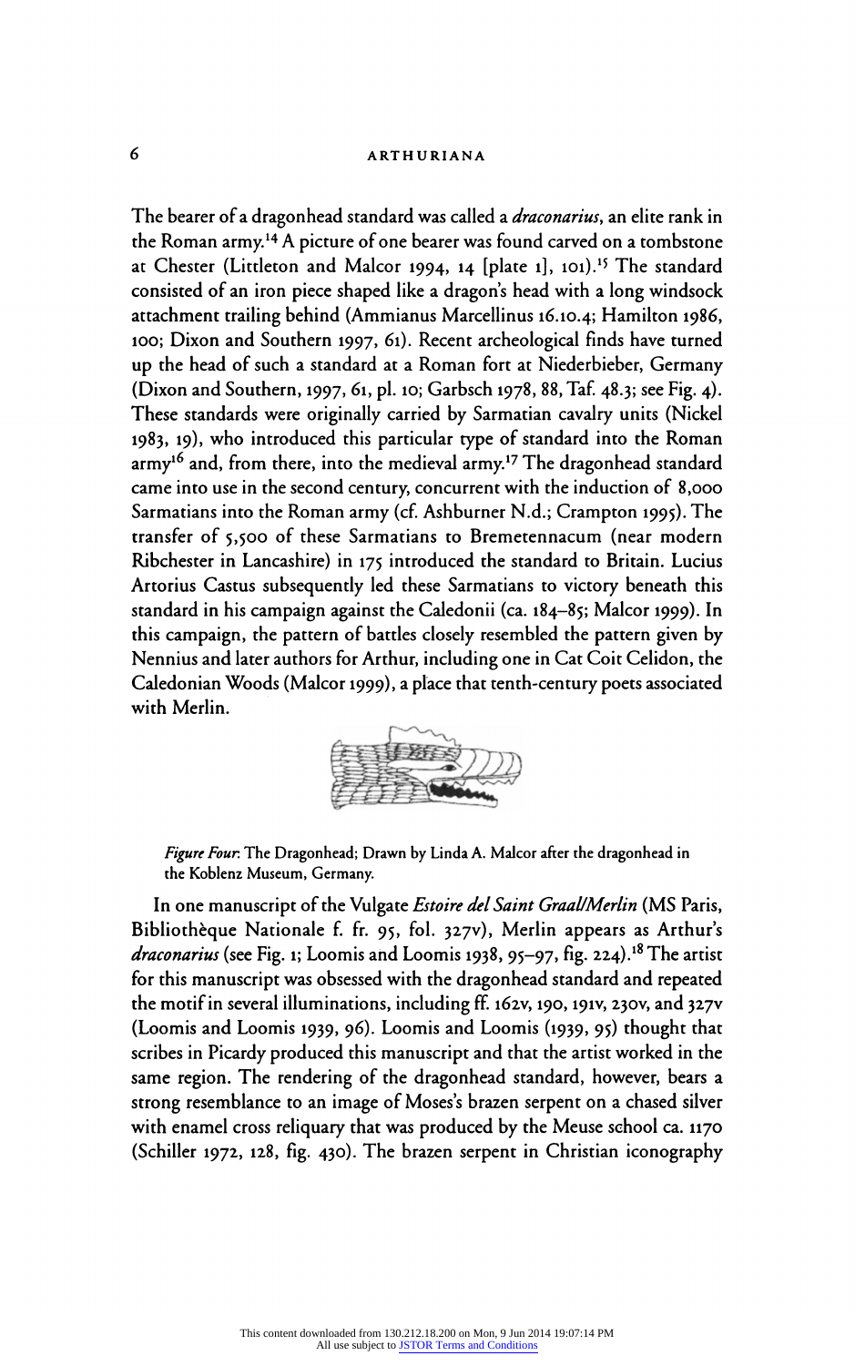The bearer of a dragonhead standard was called a *draconarius*, an elite rank in the Roman army.[14] A picture of one bearer was found carved on a tombstone at Chester (Littleton and Malcor 1994, 14 [plate 1], 101).[15] The standard consisted of an iron piece shaped like a dragon's head with a long windsock attachment trailing behind (Ammianus Marcellinus 16.10.4; Hamilton 1986, 100; Dixon and Southern 1997, 61). Recent archeological finds have turned up the head of such a standard at a Roman fort at Niederbieber, Germany (Dixon and Southern, 1997, 61, pl. 10; Garbsch 1978, 88, Taf. 48.3; see Fig. 4). These standards were originally carried by Sarmatian cavalry units (Nickel 1983, 19), who introduced this particular type of standard into the Roman army[16] and, from there, into the medieval army.[17] The dragonhead standard came into use in the second century, concurrent with the induction of 8,000 Sarmatians into the Roman army (cf. Ashburner N.d.; Crampton 1995). The transfer of 5,500 of these Sarmatians to Bremetennacum (near modern Ribchester in Lancashire) in 175 introduced the standard to Britain. Lucius Artorius Castus subsequently led these Sarmatians to victory beneath this standard in his campaign against the Caledonii (ca. 184–85; Malcor 1999). In this campaign, the pattern of battles closely resembled the pattern given by Nennius and later authors for Arthur, including one in Cat Coit Celidon, the Caledonian Woods (Malcor 1999), a place that tenth-century poets associated with Merlin.

*Figure Four*: The Dragonhead; Drawn by Linda A. Malcor after the dragonhead in the Koblenz Museum, Germany.

In one manuscript of the Vulgate *Estoire del Saint Graal/Merlin* (MS Paris, Bibliothèque Nationale f. fr. 95, fol. 327v), Merlin appears as Arthur's *draconarius* (see Fig. 1; Loomis and Loomis 1938, 95–97, fig. 224).[18] The artist for this manuscript was obsessed with the dragonhead standard and repeated the motif in several illuminations, including ff. 162v, 190, 191v, 230v, and 327v (Loomis and Loomis 1939, 96). Loomis and Loomis (1939, 95) thought that scribes in Picardy produced this manuscript and that the artist worked in the same region. The rendering of the dragonhead standard, however, bears a strong resemblance to an image of Moses's brazen serpent on a chased silver with enamel cross reliquary that was produced by the Meuse school ca. 1170 (Schiller 1972, 128, fig. 430). The brazen serpent in Christian iconography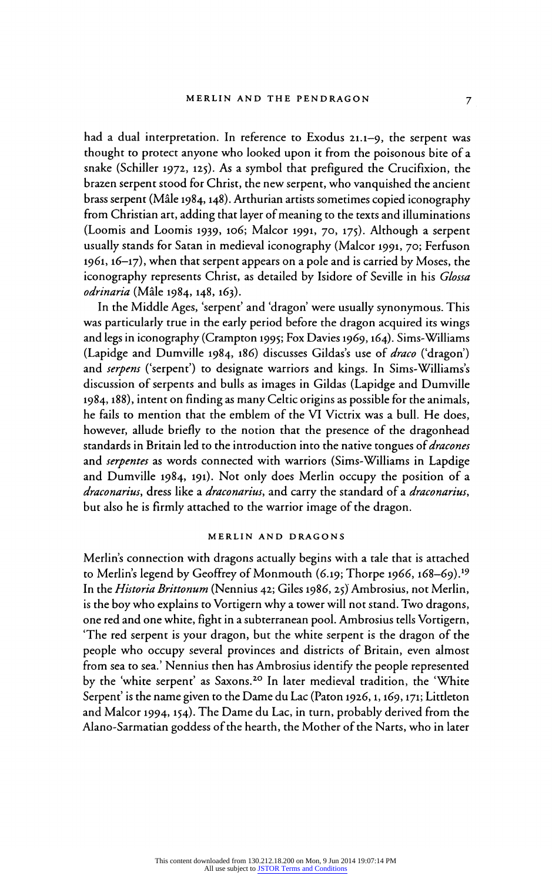had a dual interpretation. In reference to Exodus 21.1–9, the serpent was thought to protect anyone who looked upon it from the poisonous bite of a snake (Schiller 1972, 125). As a symbol that prefigured the Crucifixion, the brazen serpent stood for Christ, the new serpent, who vanquished the ancient brass serpent (Mâle 1984, 148). Arthurian artists sometimes copied iconography from Christian art, adding that layer of meaning to the texts and illuminations (Loomis and Loomis 1939, 106; Malcor 1991, 70, 175). Although a serpent usually stands for Satan in medieval iconography (Malcor 1991, 70; Ferfuson 1961, 16–17), when that serpent appears on a pole and is carried by Moses, the iconography represents Christ, as detailed by Isidore of Seville in his *Glossa odrinaria* (Mâle 1984, 148, 163).

In the Middle Ages, 'serpent' and 'dragon' were usually synonymous. This was particularly true in the early period before the dragon acquired its wings and legs in iconography (Crampton 1995; Fox Davies 1969, 164). Sims-Williams (Lapidge and Dumville 1984, 186) discusses Gildas's use of *draco* ('dragon') and *serpens* ('serpent') to designate warriors and kings. In Sims-Williams's discussion of serpents and bulls as images in Gildas (Lapidge and Dumville 1984, 188), intent on finding as many Celtic origins as possible for the animals, he fails to mention that the emblem of the VI Victrix was a bull. He does, however, allude briefly to the notion that the presence of the dragonhead standards in Britain led to the introduction into the native tongues of *dracones* and *serpentes* as words connected with warriors (Sims-Williams in Lapdige and Dumville 1984, 191). Not only does Merlin occupy the position of a *draconarius*, dress like a *draconarius*, and carry the standard of a *draconarius*, but also he is firmly attached to the warrior image of the dragon.

## MERLIN AND DRAGONS

Merlin's connection with dragons actually begins with a tale that is attached to Merlin's legend by Geoffrey of Monmouth (6.19; Thorpe 1966, 168–69).[19] In the *Historia Brittonum* (Nennius 42; Giles 1986, 25) Ambrosius, not Merlin, is the boy who explains to Vortigern why a tower will not stand. Two dragons, one red and one white, fight in a subterranean pool. Ambrosius tells Vortigern, 'The red serpent is your dragon, but the white serpent is the dragon of the people who occupy several provinces and districts of Britain, even almost from sea to sea.' Nennius then has Ambrosius identify the people represented by the 'white serpent' as Saxons.[20] In later medieval tradition, the 'White Serpent' is the name given to the Dame du Lac (Paton 1926, 1, 169, 171; Littleton and Malcor 1994, 154). The Dame du Lac, in turn, probably derived from the Alano-Sarmatian goddess of the hearth, the Mother of the Narts, who in later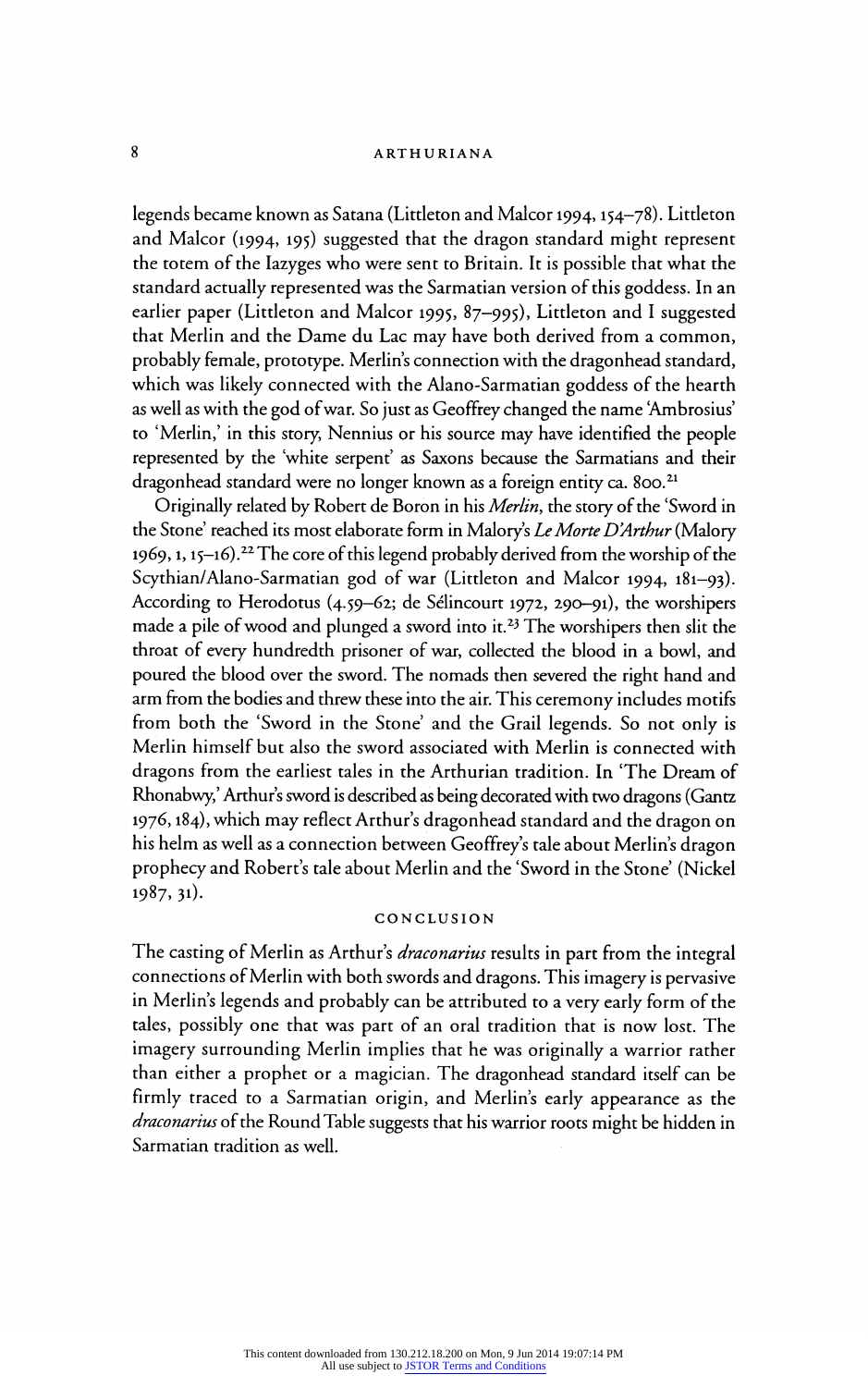legends became known as Satana (Littleton and Malcor 1994, 154–78). Littleton and Malcor (1994, 195) suggested that the dragon standard might represent the totem of the Iazyges who were sent to Britain. It is possible that what the standard actually represented was the Sarmatian version of this goddess. In an earlier paper (Littleton and Malcor 1995, 87–995), Littleton and I suggested that Merlin and the Dame du Lac may have both derived from a common, probably female, prototype. Merlin's connection with the dragonhead standard, which was likely connected with the Alano-Sarmatian goddess of the hearth as well as with the god of war. So just as Geoffrey changed the name 'Ambrosius' to 'Merlin,' in this story, Nennius or his source may have identified the people represented by the 'white serpent' as Saxons because the Sarmatians and their dragonhead standard were no longer known as a foreign entity ca. 800.[21]

Originally related by Robert de Boron in his *Merlin*, the story of the 'Sword in the Stone' reached its most elaborate form in Malory's *Le Morte D'Arthur* (Malory 1969, 1, 15–16).[22] The core of this legend probably derived from the worship of the Scythian/Alano-Sarmatian god of war (Littleton and Malcor 1994, 181–93). According to Herodotus (4.59–62; de Sélincourt 1972, 290–91), the worshipers made a pile of wood and plunged a sword into it.[23] The worshipers then slit the throat of every hundredth prisoner of war, collected the blood in a bowl, and poured the blood over the sword. The nomads then severed the right hand and arm from the bodies and threw these into the air. This ceremony includes motifs from both the 'Sword in the Stone' and the Grail legends. So not only is Merlin himself but also the sword associated with Merlin is connected with dragons from the earliest tales in the Arthurian tradition. In 'The Dream of Rhonabwy,' Arthur's sword is described as being decorated with two dragons (Gantz 1976, 184), which may reflect Arthur's dragonhead standard and the dragon on his helm as well as a connection between Geoffrey's tale about Merlin's dragon prophecy and Robert's tale about Merlin and the 'Sword in the Stone' (Nickel 1987, 31).

## CONCLUSION

The casting of Merlin as Arthur's *draconarius* results in part from the integral connections of Merlin with both swords and dragons. This imagery is pervasive in Merlin's legends and probably can be attributed to a very early form of the tales, possibly one that was part of an oral tradition that is now lost. The imagery surrounding Merlin implies that he was originally a warrior rather than either a prophet or a magician. The dragonhead standard itself can be firmly traced to a Sarmatian origin, and Merlin's early appearance as the *draconarius* of the Round Table suggests that his warrior roots might be hidden in Sarmatian tradition as well.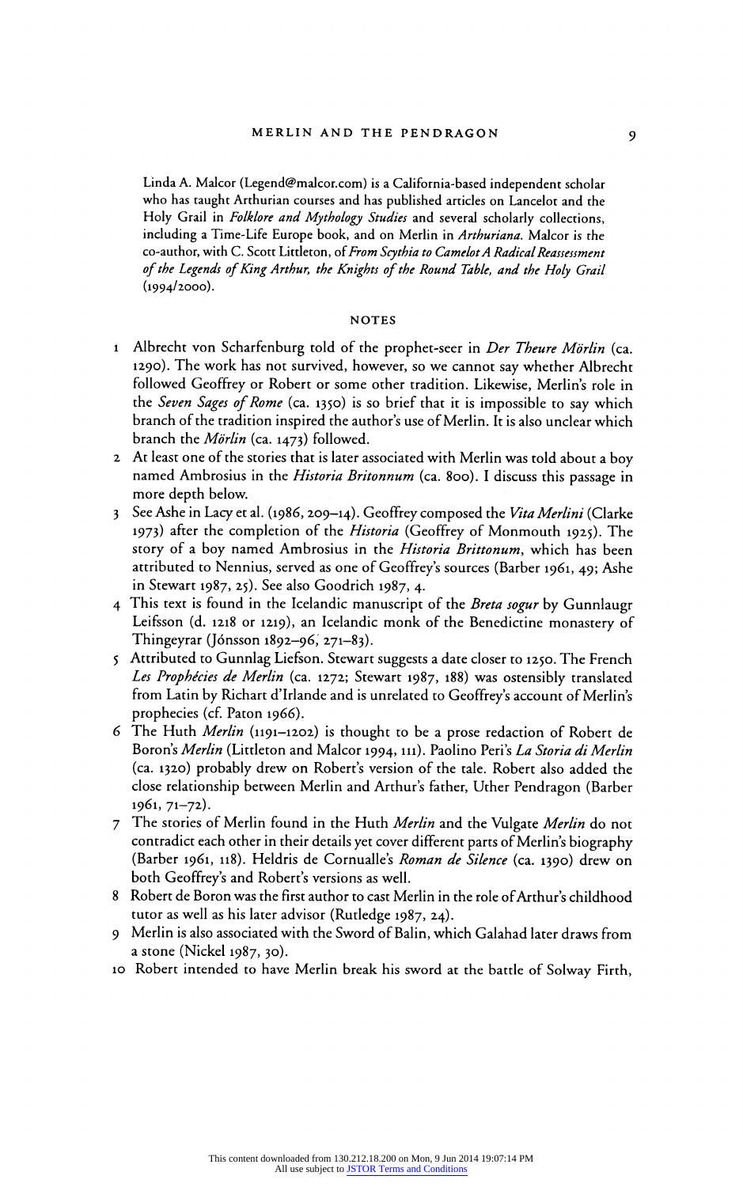Linda A. Malcor (Legend@malcor.com) is a California-based independent scholar who has taught Arthurian courses and has published articles on Lancelot and the Holy Grail in *Folklore and Mythology Studies* and several scholarly collections, including a Time-Life Europe book, and on Merlin in *Arthuriana*. Malcor is the co-author, with C. Scott Littleton, of *From Scythia to Camelot A Radical Reassessment of the Legends of King Arthur, the Knights of the Round Table, and the Holy Grail* (1994/2000).

## NOTES

1 Albrecht von Scharfenburg told of the prophet-seer in *Der Theure Mörlin* (ca. 1290). The work has not survived, however, so we cannot say whether Albrecht followed Geoffrey or Robert or some other tradition. Likewise, Merlin's role in the *Seven Sages of Rome* (ca. 1350) is so brief that it is impossible to say which branch of the tradition inspired the author's use of Merlin. It is also unclear which branch the *Mörlin* (ca. 1473) followed.

2 At least one of the stories that is later associated with Merlin was told about a boy named Ambrosius in the *Historia Britonnum* (ca. 800). I discuss this passage in more depth below.

3 See Ashe in Lacy et al. (1986, 209–14). Geoffrey composed the *Vita Merlini* (Clarke 1973) after the completion of the *Historia* (Geoffrey of Monmouth 1925). The story of a boy named Ambrosius in the *Historia Brittonum*, which has been attributed to Nennius, served as one of Geoffrey's sources (Barber 1961, 49; Ashe in Stewart 1987, 25). See also Goodrich 1987, 4.

4 This text is found in the Icelandic manuscript of the *Breta sogur* by Gunnlaugr Leifsson (d. 1218 or 1219), an Icelandic monk of the Benedictine monastery of Thingeyrar (Jónsson 1892–96, 271–83).

5 Attributed to Gunnlag Liefson. Stewart suggests a date closer to 1250. The French *Les Prophécies de Merlin* (ca. 1272; Stewart 1987, 188) was ostensibly translated from Latin by Richart d'Irlande and is unrelated to Geoffrey's account of Merlin's prophecies (cf. Paton 1966).

6 The Huth *Merlin* (1191–1202) is thought to be a prose redaction of Robert de Boron's *Merlin* (Littleton and Malcor 1994, 111). Paolino Peri's *La Storia di Merlin* (ca. 1320) probably drew on Robert's version of the tale. Robert also added the close relationship between Merlin and Arthur's father, Uther Pendragon (Barber 1961, 71–72).

7 The stories of Merlin found in the Huth *Merlin* and the Vulgate *Merlin* do not contradict each other in their details yet cover different parts of Merlin's biography (Barber 1961, 118). Heldris de Cornualle's *Roman de Silence* (ca. 1390) drew on both Geoffrey's and Robert's versions as well.

8 Robert de Boron was the first author to cast Merlin in the role of Arthur's childhood tutor as well as his later advisor (Rutledge 1987, 24).

9 Merlin is also associated with the Sword of Balin, which Galahad later draws from a stone (Nickel 1987, 30).

10 Robert intended to have Merlin break his sword at the battle of Solway Firth,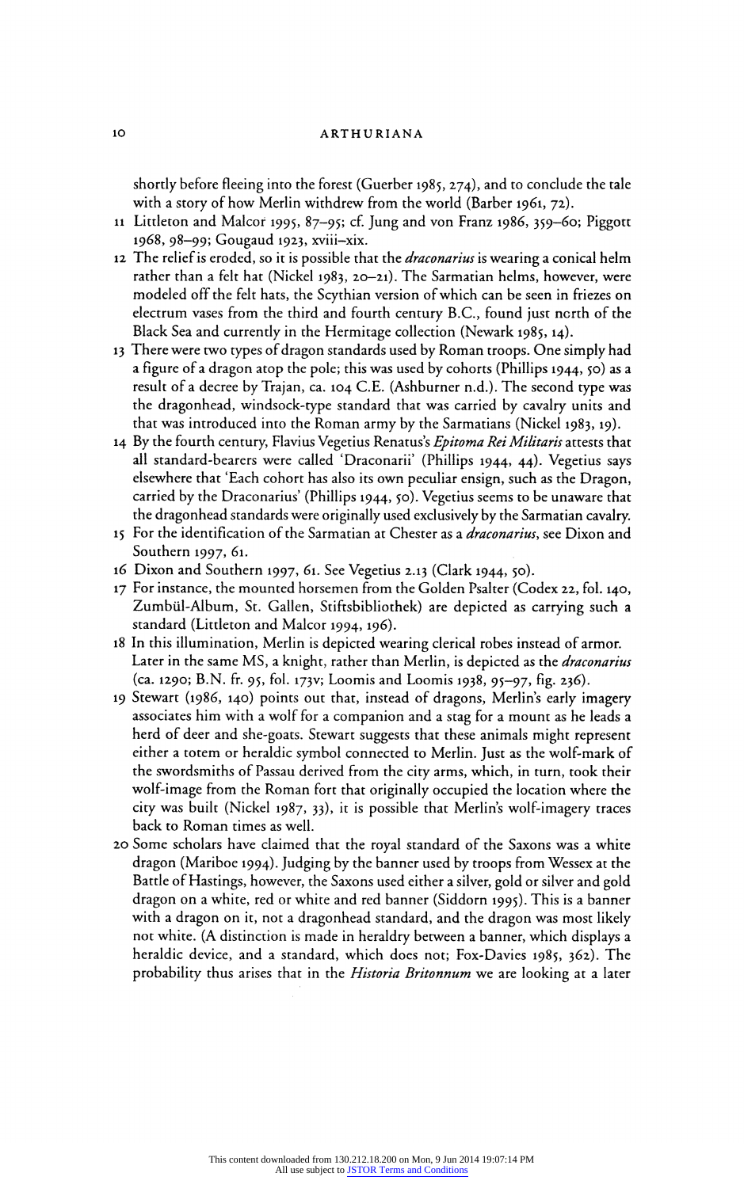shortly before fleeing into the forest (Guerber 1985, 274), and to conclude the tale with a story of how Merlin withdrew from the world (Barber 1961, 72).

11 Littleton and Malcor 1995, 87–95; cf. Jung and von Franz 1986, 359–60; Piggott 1968, 98–99; Gougaud 1923, xviii–xix.

12 The relief is eroded, so it is possible that the *draconarius* is wearing a conical helm rather than a felt hat (Nickel 1983, 20–21). The Sarmatian helms, however, were modeled off the felt hats, the Scythian version of which can be seen in friezes on electrum vases from the third and fourth century B.C., found just north of the Black Sea and currently in the Hermitage collection (Newark 1985, 14).

13 There were two types of dragon standards used by Roman troops. One simply had a figure of a dragon atop the pole; this was used by cohorts (Phillips 1944, 50) as a result of a decree by Trajan, ca. 104 C.E. (Ashburner n.d.). The second type was the dragonhead, windsock-type standard that was carried by cavalry units and that was introduced into the Roman army by the Sarmatians (Nickel 1983, 19).

14 By the fourth century, Flavius Vegetius Renatus's *Epitoma Rei Militaris* attests that all standard-bearers were called 'Draconarii' (Phillips 1944, 44). Vegetius says elsewhere that 'Each cohort has also its own peculiar ensign, such as the Dragon, carried by the Draconarius' (Phillips 1944, 50). Vegetius seems to be unaware that the dragonhead standards were originally used exclusively by the Sarmatian cavalry.

15 For the identification of the Sarmatian at Chester as a *draconarius*, see Dixon and Southern 1997, 61.

16 Dixon and Southern 1997, 61. See Vegetius 2.13 (Clark 1944, 50).

17 For instance, the mounted horsemen from the Golden Psalter (Codex 22, fol. 140, Zumbül-Album, St. Gallen, Stiftsbibliothek) are depicted as carrying such a standard (Littleton and Malcor 1994, 196).

18 In this illumination, Merlin is depicted wearing clerical robes instead of armor. Later in the same MS, a knight, rather than Merlin, is depicted as the *draconarius* (ca. 1290; B.N. fr. 95, fol. 173v; Loomis and Loomis 1938, 95–97, fig. 236).

19 Stewart (1986, 140) points out that, instead of dragons, Merlin's early imagery associates him with a wolf for a companion and a stag for a mount as he leads a herd of deer and she-goats. Stewart suggests that these animals might represent either a totem or heraldic symbol connected to Merlin. Just as the wolf-mark of the swordsmiths of Passau derived from the city arms, which, in turn, took their wolf-image from the Roman fort that originally occupied the location where the city was built (Nickel 1987, 33), it is possible that Merlin's wolf-imagery traces back to Roman times as well.

20 Some scholars have claimed that the royal standard of the Saxons was a white dragon (Mariboe 1994). Judging by the banner used by troops from Wessex at the Battle of Hastings, however, the Saxons used either a silver, gold or silver and gold dragon on a white, red or white and red banner (Siddorn 1995). This is a banner with a dragon on it, not a dragonhead standard, and the dragon was most likely not white. (A distinction is made in heraldry between a banner, which displays a heraldic device, and a standard, which does not; Fox-Davies 1985, 362). The probability thus arises that in the *Historia Britonnum* we are looking at a later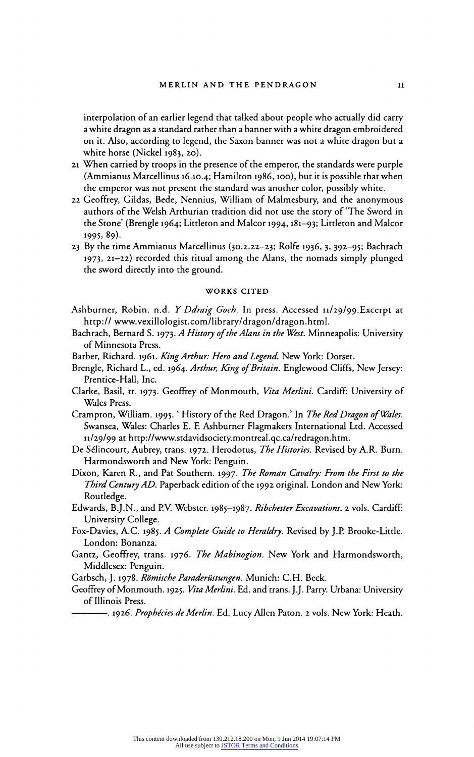interpolation of an earlier legend that talked about people who actually did carry a white dragon as a standard rather than a banner with a white dragon embroidered on it. Also, according to legend, the Saxon banner was not a white dragon but a white horse (Nickel 1983, 20).

21 When carried by troops in the presence of the emperor, the standards were purple (Ammianus Marcellinus 16.10.4; Hamilton 1986, 100), but it is possible that when the emperor was not present the standard was another color, possibly white.

22 Geoffrey, Gildas, Bede, Nennius, William of Malmesbury, and the anonymous authors of the Welsh Arthurian tradition did not use the story of 'The Sword in the Stone' (Brengle 1964; Littleton and Malcor 1994, 181–93; Littleton and Malcor 1995, 89).

23 By the time Ammianus Marcellinus (30.2.22–23; Rolfe 1936, 3, 392–95; Bachrach 1973, 21–22) recorded this ritual among the Alans, the nomads simply plunged the sword directly into the ground.

## WORKS CITED

Ashburner, Robin. n.d. *Y Ddraig Goch*. In press. Accessed 11/29/99.Excerpt at http:// www.vexillologist.com/library/dragon/dragon.html.

Bachrach, Bernard S. 1973. *A History of the Alans in the West*. Minneapolis: University of Minnesota Press.

Barber, Richard. 1961. *King Arthur: Hero and Legend*. New York: Dorset.

Brengle, Richard L., ed. 1964. *Arthur, King of Britain*. Englewood Cliffs, New Jersey: Prentice-Hall, Inc.

Clarke, Basil, tr. 1973. Geoffrey of Monmouth, *Vita Merlini*. Cardiff: University of Wales Press.

Crampton, William. 1995. ' History of the Red Dragon.' In *The Red Dragon of Wales*. Swansea, Wales: Charles E. F. Ashburner Flagmakers International Ltd. Accessed 11/29/99 at http://www.stdavidsociety.montreal.qc.ca/redragon.htm.

De Sélincourt, Aubrey, trans. 1972. Herodotus, *The Histories*. Revised by A.R. Burn. Harmondsworth and New York: Penguin.

Dixon, Karen R., and Pat Southern. 1997. *The Roman Cavalry: From the First to the Third Century AD*. Paperback edition of the 1992 original. London and New York: Routledge.

Edwards, B.J.N., and P.V. Webster. 1985–1987. *Ribchester Excavations*. 2 vols. Cardiff: University College.

Fox-Davies, A.C. 1985. *A Complete Guide to Heraldry*. Revised by J.P. Brooke-Little. London: Bonanza.

Gantz, Geoffrey, trans. 1976. *The Mabinogion*. New York and Harmondsworth, Middlesex: Penguin.

Garbsch, J. 1978. *Römische Paraderüstungen*. Munich: C.H. Beck.

Geoffrey of Monmouth. 1925. *Vita Merlini*. Ed. and trans. J.J. Parry. Urbana: University of Illinois Press.

———. 1926. *Prophécies de Merlin*. Ed. Lucy Allen Paton. 2 vols. New York: Heath.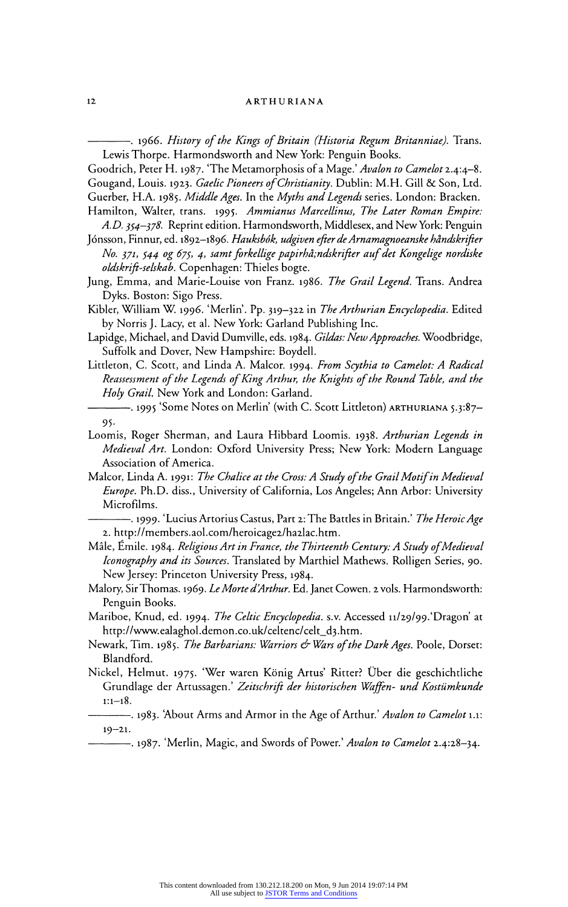———. 1966. *History of the Kings of Britain (Historia Regum Britanniae)*. Trans. Lewis Thorpe. Harmondsworth and New York: Penguin Books.

Goodrich, Peter H. 1987. 'The Metamorphosis of a Mage.' *Avalon to Camelot* 2.4:4–8.

Gougand, Louis. 1923. *Gaelic Pioneers of Christianity*. Dublin: M.H. Gill & Son, Ltd.

Guerber, H.A. 1985. *Middle Ages*. In the *Myths and Legends* series. London: Bracken.

Hamilton, Walter, trans. 1995. *Ammianus Marcellinus, The Later Roman Empire: A.D. 354–378*. Reprint edition. Harmondsworth, Middlesex, and New York: Penguin

Jónsson, Finnur, ed. 1892–1896. *Hauksbók, udgiven efter de Arnamagnoeanske håndskrifter No. 371, 544 og 675, 4, samt forkellige papirhå;ndskrifter auf det Kongelige nordiske oldskrift-selskab*. Copenhagen: Thieles bogte.

Jung, Emma, and Marie-Louise von Franz. 1986. *The Grail Legend*. Trans. Andrea Dyks. Boston: Sigo Press.

Kibler, William W. 1996. 'Merlin'. Pp. 319–322 in *The Arthurian Encyclopedia*. Edited by Norris J. Lacy, et al. New York: Garland Publishing Inc.

Lapidge, Michael, and David Dumville, eds. 1984. *Gildas: New Approaches*. Woodbridge, Suffolk and Dover, New Hampshire: Boydell.

Littleton, C. Scott, and Linda A. Malcor. 1994. *From Scythia to Camelot: A Radical Reassessment of the Legends of King Arthur, the Knights of the Round Table, and the Holy Grail*. New York and London: Garland.

———. 1995 'Some Notes on Merlin' (with C. Scott Littleton) ARTHURIANA 5.3:87–95.

Loomis, Roger Sherman, and Laura Hibbard Loomis. 1938. *Arthurian Legends in Medieval Art*. London: Oxford University Press; New York: Modern Language Association of America.

Malcor, Linda A. 1991: *The Chalice at the Cross: A Study of the Grail Motif in Medieval Europe*. Ph.D. diss., University of California, Los Angeles; Ann Arbor: University Microfilms.

———. 1999. 'Lucius Artorius Castus, Part 2: The Battles in Britain.' *The Heroic Age* 2. http://members.aol.com/heroicage2/ha2lac.htm.

Mâle, Émile. 1984. *Religious Art in France, the Thirteenth Century: A Study of Medieval Iconography and its Sources*. Translated by Marthiel Mathews. Rolligen Series, 90. New Jersey: Princeton University Press, 1984.

Malory, Sir Thomas. 1969. *Le Morte d'Arthur*. Ed. Janet Cowen. 2 vols. Harmondsworth: Penguin Books.

Mariboe, Knud, ed. 1994. *The Celtic Encyclopedia*. s.v. Accessed 11/29/99. 'Dragon' at http://www.ealaghol.demon.co.uk/celtenc/celt_d3.htm.

Newark, Tim. 1985. *The Barbarians: Warriors & Wars of the Dark Ages*. Poole, Dorset: Blandford.

Nickel, Helmut. 1975. 'Wer waren König Artus' Ritter? Über die geschichtliche Grundlage der Artussagen.' *Zeitschrift der historischen Waffen- und Kostümkunde* 1:1–18.

———. 1983. 'About Arms and Armor in the Age of Arthur.' *Avalon to Camelot* 1.1: 19–21.

———. 1987. 'Merlin, Magic, and Swords of Power.' *Avalon to Camelot* 2.4:28–34.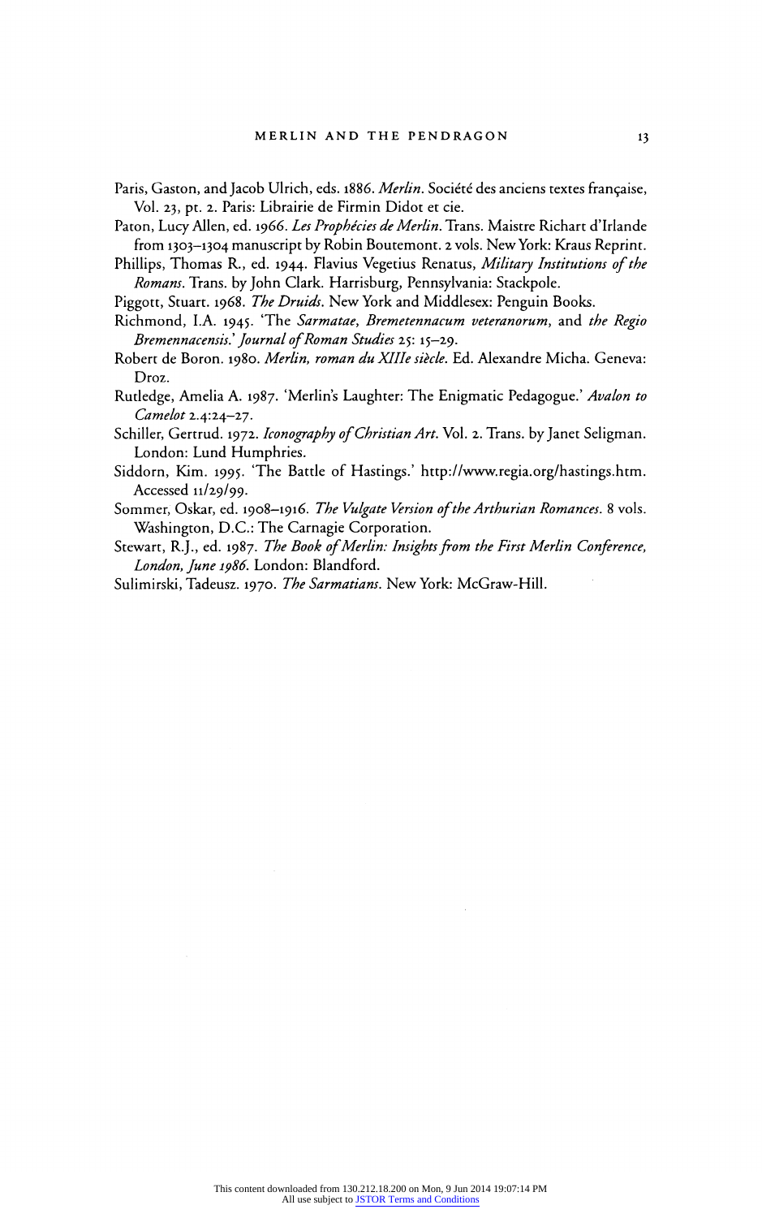Paris, Gaston, and Jacob Ulrich, eds. 1886. *Merlin*. Société des anciens textes française, Vol. 23, pt. 2. Paris: Librairie de Firmin Didot et cie.

Paton, Lucy Allen, ed. 1966. *Les Prophécies de Merlin*. Trans. Maistre Richart d'Irlande from 1303–1304 manuscript by Robin Boutemont. 2 vols. New York: Kraus Reprint.

Phillips, Thomas R., ed. 1944. Flavius Vegetius Renatus, *Military Institutions of the Romans*. Trans. by John Clark. Harrisburg, Pennsylvania: Stackpole.

Piggott, Stuart. 1968. *The Druids*. New York and Middlesex: Penguin Books.

Richmond, I.A. 1945. 'The *Sarmatae, Bremetennacum veteranorum*, and *the Regio Bremennacensis*.' *Journal of Roman Studies* 25: 15–29.

Robert de Boron. 1980. *Merlin, roman du XIIIe siècle*. Ed. Alexandre Micha. Geneva: Droz.

Rutledge, Amelia A. 1987. 'Merlin's Laughter: The Enigmatic Pedagogue.' *Avalon to Camelot* 2.4:24–27.

Schiller, Gertrud. 1972. *Iconography of Christian Art*. Vol. 2. Trans. by Janet Seligman. London: Lund Humphries.

Siddorn, Kim. 1995. 'The Battle of Hastings.' http://www.regia.org/hastings.htm. Accessed 11/29/99.

Sommer, Oskar, ed. 1908–1916. *The Vulgate Version of the Arthurian Romances*. 8 vols. Washington, D.C.: The Carnagie Corporation.

Stewart, R.J., ed. 1987. *The Book of Merlin: Insights from the First Merlin Conference, London, June 1986*. London: Blandford.

Sulimirski, Tadeusz. 1970. *The Sarmatians*. New York: McGraw-Hill.